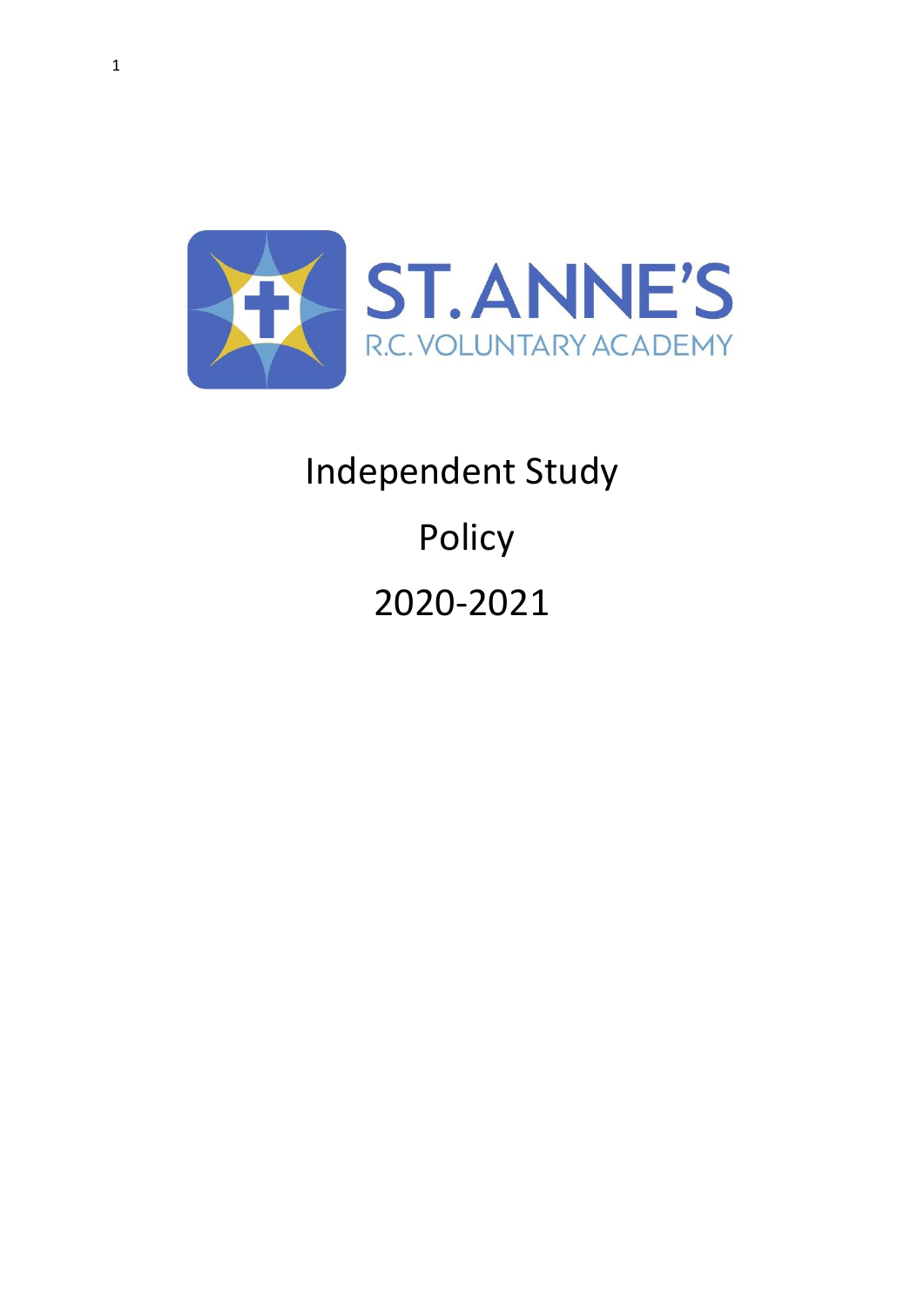ST. ANNE'S

R.C. VOLUNTARY ACADEMY

# Independent Study Policy 2020-2021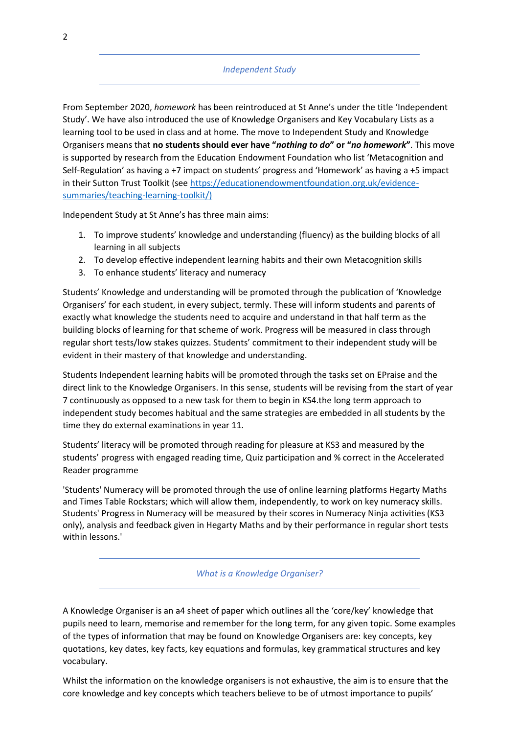## *Independent Study*

From September 2020, *homework* has been reintroduced at St Anne's under the title 'Independent Study'. We have also introduced the use of Knowledge Organisers and Key Vocabulary Lists as a learning tool to be used in class and at home. The move to Independent Study and Knowledge Organisers means that **no students should ever have "*nothing to do*" or "*no homework*"**. This move is supported by research from the Education Endowment Foundation who list 'Metacognition and Self-Regulation' as having a +7 impact on students' progress and 'Homework' as having a +5 impact in their Sutton Trust Toolkit (see [https://educationendowmentfoundation.org.uk/evidence-summaries/teaching-learning-toolkit/)](https://educationendowmentfoundation.org.uk/evidence-summaries/teaching-learning-toolkit/)

Independent Study at St Anne's has three main aims:

1. To improve students' knowledge and understanding (fluency) as the building blocks of all learning in all subjects
2. To develop effective independent learning habits and their own Metacognition skills
3. To enhance students' literacy and numeracy

Students' Knowledge and understanding will be promoted through the publication of 'Knowledge Organisers' for each student, in every subject, termly. These will inform students and parents of exactly what knowledge the students need to acquire and understand in that half term as the building blocks of learning for that scheme of work. Progress will be measured in class through regular short tests/low stakes quizzes. Students' commitment to their independent study will be evident in their mastery of that knowledge and understanding.

Students Independent learning habits will be promoted through the tasks set on EPraise and the direct link to the Knowledge Organisers. In this sense, students will be revising from the start of year 7 continuously as opposed to a new task for them to begin in KS4.the long term approach to independent study becomes habitual and the same strategies are embedded in all students by the time they do external examinations in year 11.

Students' literacy will be promoted through reading for pleasure at KS3 and measured by the students' progress with engaged reading time, Quiz participation and % correct in the Accelerated Reader programme

'Students' Numeracy will be promoted through the use of online learning platforms Hegarty Maths and Times Table Rockstars; which will allow them, independently, to work on key numeracy skills. Students' Progress in Numeracy will be measured by their scores in Numeracy Ninja activities (KS3 only), analysis and feedback given in Hegarty Maths and by their performance in regular short tests within lessons.'

## *What is a Knowledge Organiser?*

A Knowledge Organiser is an a4 sheet of paper which outlines all the 'core/key' knowledge that pupils need to learn, memorise and remember for the long term, for any given topic. Some examples of the types of information that may be found on Knowledge Organisers are: key concepts, key quotations, key dates, key facts, key equations and formulas, key grammatical structures and key vocabulary.

Whilst the information on the knowledge organisers is not exhaustive, the aim is to ensure that the core knowledge and key concepts which teachers believe to be of utmost importance to pupils'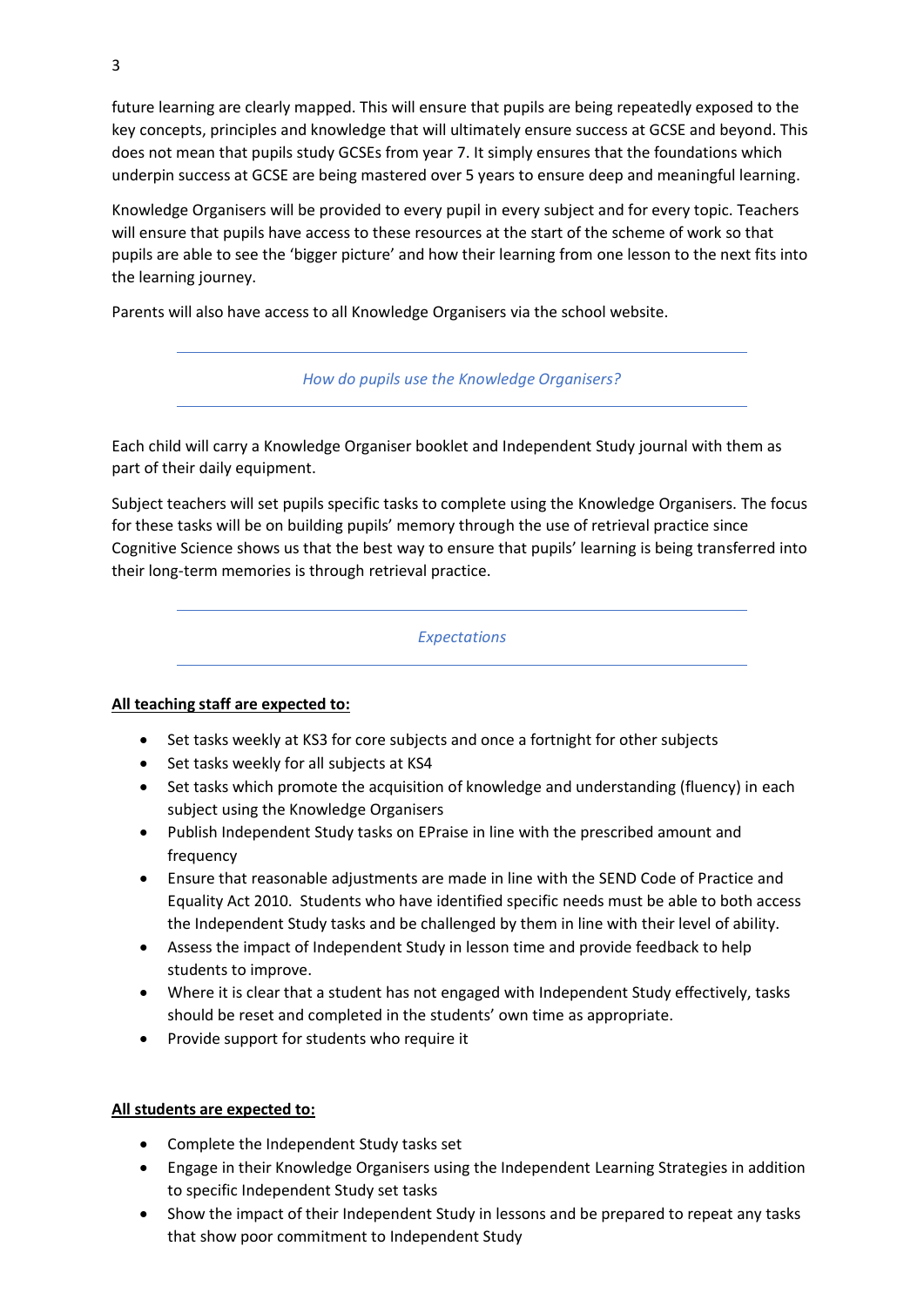future learning are clearly mapped. This will ensure that pupils are being repeatedly exposed to the key concepts, principles and knowledge that will ultimately ensure success at GCSE and beyond. This does not mean that pupils study GCSEs from year 7. It simply ensures that the foundations which underpin success at GCSE are being mastered over 5 years to ensure deep and meaningful learning.

Knowledge Organisers will be provided to every pupil in every subject and for every topic. Teachers will ensure that pupils have access to these resources at the start of the scheme of work so that pupils are able to see the 'bigger picture' and how their learning from one lesson to the next fits into the learning journey.

Parents will also have access to all Knowledge Organisers via the school website.

## *How do pupils use the Knowledge Organisers?*

Each child will carry a Knowledge Organiser booklet and Independent Study journal with them as part of their daily equipment.

Subject teachers will set pupils specific tasks to complete using the Knowledge Organisers. The focus for these tasks will be on building pupils' memory through the use of retrieval practice since Cognitive Science shows us that the best way to ensure that pupils' learning is being transferred into their long-term memories is through retrieval practice.

## *Expectations*

**<u>All teaching staff are expected to:</u>**

- Set tasks weekly at KS3 for core subjects and once a fortnight for other subjects
- Set tasks weekly for all subjects at KS4
- Set tasks which promote the acquisition of knowledge and understanding (fluency) in each subject using the Knowledge Organisers
- Publish Independent Study tasks on EPraise in line with the prescribed amount and frequency
- Ensure that reasonable adjustments are made in line with the SEND Code of Practice and Equality Act 2010. Students who have identified specific needs must be able to both access the Independent Study tasks and be challenged by them in line with their level of ability.
- Assess the impact of Independent Study in lesson time and provide feedback to help students to improve.
- Where it is clear that a student has not engaged with Independent Study effectively, tasks should be reset and completed in the students' own time as appropriate.
- Provide support for students who require it

**<u>All students are expected to:</u>**

- Complete the Independent Study tasks set
- Engage in their Knowledge Organisers using the Independent Learning Strategies in addition to specific Independent Study set tasks
- Show the impact of their Independent Study in lessons and be prepared to repeat any tasks that show poor commitment to Independent Study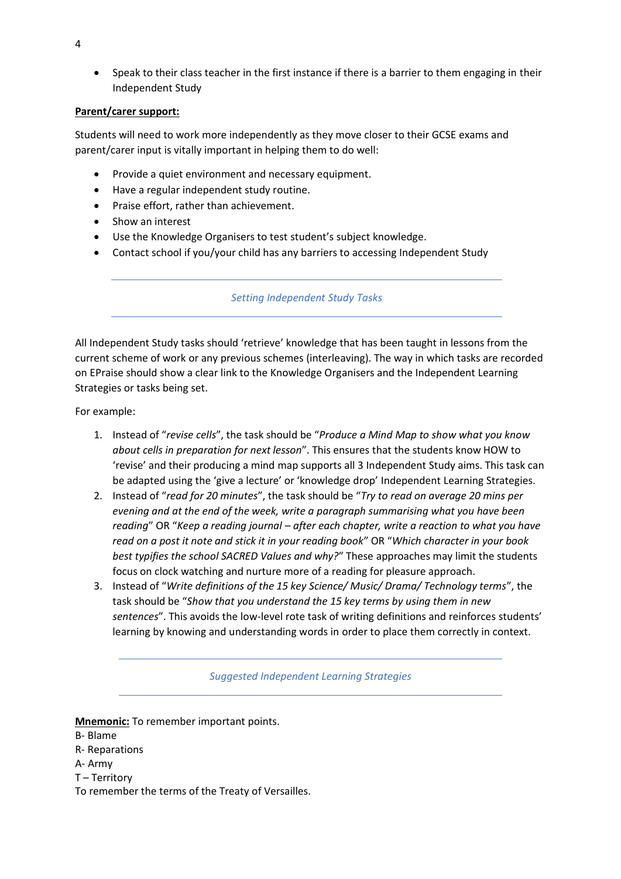- Speak to their class teacher in the first instance if there is a barrier to them engaging in their Independent Study

**Parent/carer support:**

Students will need to work more independently as they move closer to their GCSE exams and parent/carer input is vitally important in helping them to do well:

- Provide a quiet environment and necessary equipment.
- Have a regular independent study routine.
- Praise effort, rather than achievement.
- Show an interest
- Use the Knowledge Organisers to test student's subject knowledge.
- Contact school if you/your child has any barriers to accessing Independent Study

## *Setting Independent Study Tasks*

All Independent Study tasks should 'retrieve' knowledge that has been taught in lessons from the current scheme of work or any previous schemes (interleaving). The way in which tasks are recorded on EPraise should show a clear link to the Knowledge Organisers and the Independent Learning Strategies or tasks being set.

For example:

1. Instead of "*revise cells*", the task should be "*Produce a Mind Map to show what you know about cells in preparation for next lesson*". This ensures that the students know HOW to 'revise' and their producing a mind map supports all 3 Independent Study aims. This task can be adapted using the 'give a lecture' or 'knowledge drop' Independent Learning Strategies.
2. Instead of "*read for 20 minutes*", the task should be "*Try to read on average 20 mins per evening and at the end of the week, write a paragraph summarising what you have been reading*" OR "*Keep a reading journal – after each chapter, write a reaction to what you have read on a post it note and stick it in your reading book*" OR "*Which character in your book best typifies the school SACRED Values and why?*" These approaches may limit the students focus on clock watching and nurture more of a reading for pleasure approach.
3. Instead of "*Write definitions of the 15 key Science/ Music/ Drama/ Technology terms*", the task should be "*Show that you understand the 15 key terms by using them in new sentences*". This avoids the low-level rote task of writing definitions and reinforces students' learning by knowing and understanding words in order to place them correctly in context.

## *Suggested Independent Learning Strategies*

**<u>Mnemonic:</u>** To remember important points.
B- Blame
R- Reparations
A- Army
T – Territory
To remember the terms of the Treaty of Versailles.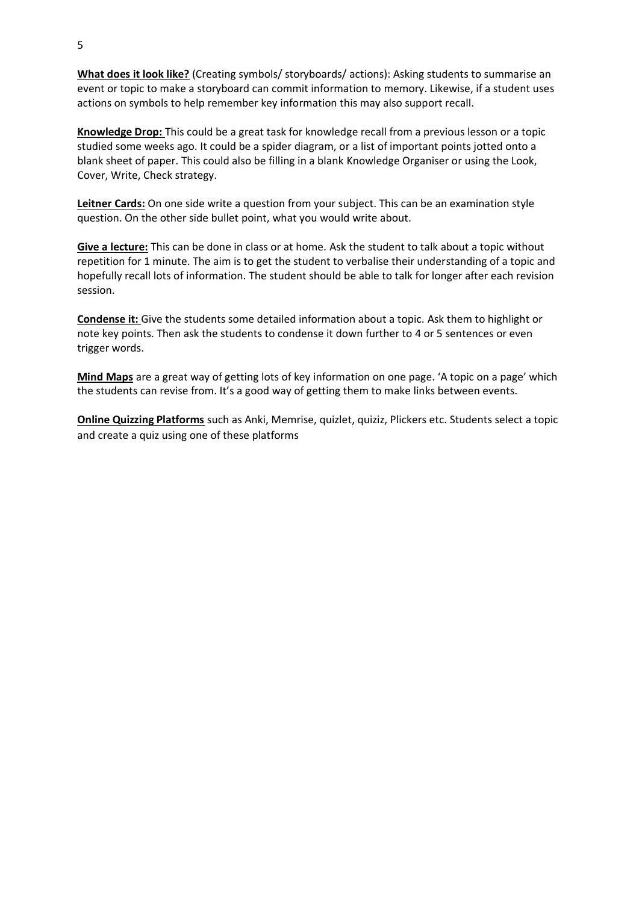**What does it look like?** (Creating symbols/ storyboards/ actions): Asking students to summarise an event or topic to make a storyboard can commit information to memory. Likewise, if a student uses actions on symbols to help remember key information this may also support recall.

**Knowledge Drop:** This could be a great task for knowledge recall from a previous lesson or a topic studied some weeks ago. It could be a spider diagram, or a list of important points jotted onto a blank sheet of paper. This could also be filling in a blank Knowledge Organiser or using the Look, Cover, Write, Check strategy.

**Leitner Cards:** On one side write a question from your subject. This can be an examination style question. On the other side bullet point, what you would write about.

**Give a lecture:** This can be done in class or at home. Ask the student to talk about a topic without repetition for 1 minute. The aim is to get the student to verbalise their understanding of a topic and hopefully recall lots of information. The student should be able to talk for longer after each revision session.

**Condense it:** Give the students some detailed information about a topic. Ask them to highlight or note key points. Then ask the students to condense it down further to 4 or 5 sentences or even trigger words.

**Mind Maps** are a great way of getting lots of key information on one page. 'A topic on a page' which the students can revise from. It's a good way of getting them to make links between events.

**Online Quizzing Platforms** such as Anki, Memrise, quizlet, quiziz, Plickers etc. Students select a topic and create a quiz using one of these platforms